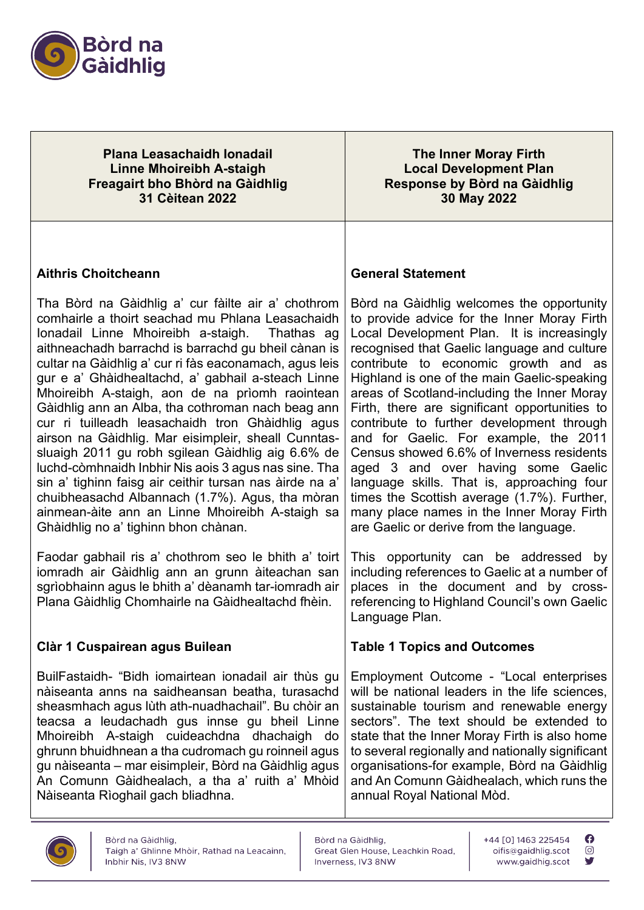| Plana Leasachaidh Ionadail Linne Mhoireibh A-staigh Freagairt bho Bhòrd na Gàidhlig 31 Cèitean 2022 | The Inner Moray Firth Local Development Plan Response by Bòrd na Gàidhlig 30 May 2022 |
|---|---|
| **Aithris Choitcheann**<br><br>Tha Bòrd na Gàidhlig a' cur fàilte air a' chothrom comhairle a thoirt seachad mu Phlana Leasachaidh Ionadail Linne Mhoireibh a-staigh. Thathas ag aithneachadh barrachd is barrachd gu bheil cànan is cultar na Gàidhlig a' cur ri fàs eaconamach, agus leis gur e a' Ghàidhealtachd, a' gabhail a-steach Linne Mhoireibh A-staigh, aon de na prìomh raointean Gàidhlig ann an Alba, tha cothroman nach beag ann cur ri tuilleadh leasachaidh tron Ghàidhlig agus airson na Gàidhlig. Mar eisimpleir, sheall Cunntas-sluaigh 2011 gu robh sgilean Gàidhlig aig 6.6% de luchd-còmhnaidh Inbhir Nis aois 3 agus nas sine. Tha sin a' tighinn faisg air ceithir tursan nas àirde na a' chuibheasachd Albannach (1.7%). Agus, tha mòran ainmean-àite ann an Linne Mhoireibh A-staigh sa Ghàidhlig no a' tighinn bhon chànan.<br><br>Faodar gabhail ris a' chothrom seo le bhith a' toirt iomradh air Gàidhlig ann an grunn àiteachan san sgrìobhainn agus le bhith a' dèanamh tar-iomradh air Plana Gàidhlig Chomhairle na Gàidhealtachd fhèin.<br><br>**Clàr 1 Cuspairean agus Builean**<br><br>BuilFastaidh- "Bidh iomairtean ionadail air thùs gu nàiseanta anns na saidheansan beatha, turasachd sheasmhach agus lùth ath-nuadhachail". Bu chòir an teacsa a leudachadh gus innse gu bheil Linne Mhoireibh A-staigh cuideachdna dhachaigh do ghrunn bhuidhnean a tha cudromach gu roinneil agus gu nàiseanta – mar eisimpleir, Bòrd na Gàidhlig agus An Comunn Gàidhealach, a tha a' ruith a' Mhòid Nàiseanta Rìoghail gach bliadhna. | **General Statement**<br><br>Bòrd na Gàidhlig welcomes the opportunity to provide advice for the Inner Moray Firth Local Development Plan. It is increasingly recognised that Gaelic language and culture contribute to economic growth and as Highland is one of the main Gaelic-speaking areas of Scotland-including the Inner Moray Firth, there are significant opportunities to contribute to further development through and for Gaelic. For example, the 2011 Census showed 6.6% of Inverness residents aged 3 and over having some Gaelic language skills. That is, approaching four times the Scottish average (1.7%). Further, many place names in the Inner Moray Firth are Gaelic or derive from the language.<br><br>This opportunity can be addressed by including references to Gaelic at a number of places in the document and by cross-referencing to Highland Council's own Gaelic Language Plan.<br><br>**Table 1 Topics and Outcomes**<br><br>Employment Outcome - "Local enterprises will be national leaders in the life sciences, sustainable tourism and renewable energy sectors". The text should be extended to state that the Inner Moray Firth is also home to several regionally and nationally significant organisations-for example, Bòrd na Gàidhlig and An Comunn Gàidhealach, which runs the annual Royal National Mòd. |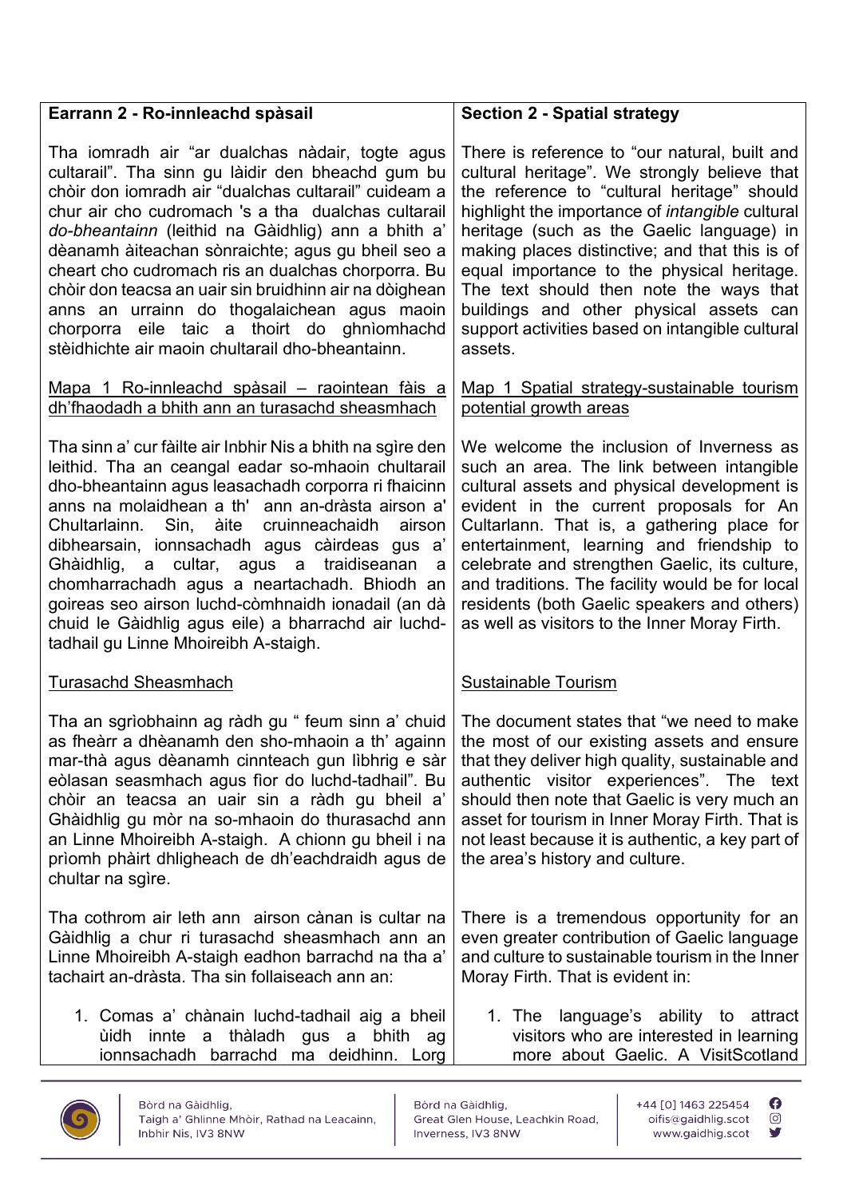| **Earrann 2 - Ro-innleachd spàsail** | **Section 2 - Spatial strategy** |
| --- | --- |
| Tha iomradh air "ar dualchas nàdair, togte agus cultarail". Tha sinn gu làidir den bheachd gum bu chòir don iomradh air "dualchas cultarail" cuideam a chur air cho cudromach 's a tha dualchas cultarail *do-bheantainn* (leithid na Gàidhlig) ann a bhith a' dèanamh àiteachan sònraichte; agus gu bheil seo a cheart cho cudromach ris an dualchas chorporra. Bu chòir don teacsa an uair sin bruidhinn air na dòighean anns an urrainn do thogalaichean agus maoin chorporra eile taic a thoirt do ghnìomhachd stèidhichte air maoin chultarail dho-bheantainn. | There is reference to "our natural, built and cultural heritage". We strongly believe that the reference to "cultural heritage" should highlight the importance of *intangible* cultural heritage (such as the Gaelic language) in making places distinctive; and that this is of equal importance to the physical heritage. The text should then note the ways that buildings and other physical assets can support activities based on intangible cultural assets. |
| <u>Mapa 1 Ro-innleachd spàsail – raointean fàis a dh'fhaodadh a bhith ann an turasachd sheasmhach</u> | <u>Map 1 Spatial strategy-sustainable tourism potential growth areas</u> |
| Tha sinn a' cur fàilte air Inbhir Nis a bhith na sgìre den leithid. Tha an ceangal eadar so-mhaoin chultarail dho-bheantainn agus leasachadh corporra ri fhaicinn anns na molaidhean a th' ann an-dràsta airson a' Chultarlainn. Sin, àite cruinneachaidh airson dibhearsain, ionnsachadh agus càirdeas gus a' Ghàidhlig, a cultar, agus a traidiseanan a chomharrachadh agus a neartachadh. Bhiodh an goireas seo airson luchd-còmhnaidh ionadail (an dà chuid le Gàidhlig agus eile) a bharrachd air luchd-tadhail gu Linne Mhoireibh A-staigh. | We welcome the inclusion of Inverness as such an area. The link between intangible cultural assets and physical development is evident in the current proposals for An Cultarlann. That is, a gathering place for entertainment, learning and friendship to celebrate and strengthen Gaelic, its culture, and traditions. The facility would be for local residents (both Gaelic speakers and others) as well as visitors to the Inner Moray Firth. |
| <u>Turasachd Sheasmhach</u> | <u>Sustainable Tourism</u> |
| Tha an sgrìobhainn ag ràdh gu " feum sinn a' chuid as fheàrr a dhèanamh den sho-mhaoin a th' againn mar-thà agus dèanamh cinnteach gun lìbhrig e sàr eòlasan seasmhach agus fìor do luchd-tadhail". Bu chòir an teacsa an uair sin a ràdh gu bheil a' Ghàidhlig gu mòr na so-mhaoin do thurasachd ann an Linne Mhoireibh A-staigh. A chionn gu bheil i na prìomh phàirt dhligheach de dh'eachdraidh agus de chultar na sgìre. | The document states that "we need to make the most of our existing assets and ensure that they deliver high quality, sustainable and authentic visitor experiences". The text should then note that Gaelic is very much an asset for tourism in Inner Moray Firth. That is not least because it is authentic, a key part of the area's history and culture. |
| Tha cothrom air leth ann airson cànan is cultar na Gàidhlig a chur ri turasachd sheasmhach ann an Linne Mhoireibh A-staigh eadhon barrachd na tha a' tachairt an-dràsta. Tha sin follaiseach ann an:<br><br>1. Comas a' chànain luchd-tadhail aig a bheil ùidh innte a thàladh gus a bhith ag ionnsachadh barrachd ma deidhinn. Lorg | There is a tremendous opportunity for an even greater contribution of Gaelic language and culture to sustainable tourism in the Inner Moray Firth. That is evident in:<br><br>1. The language's ability to attract visitors who are interested in learning more about Gaelic. A VisitScotland |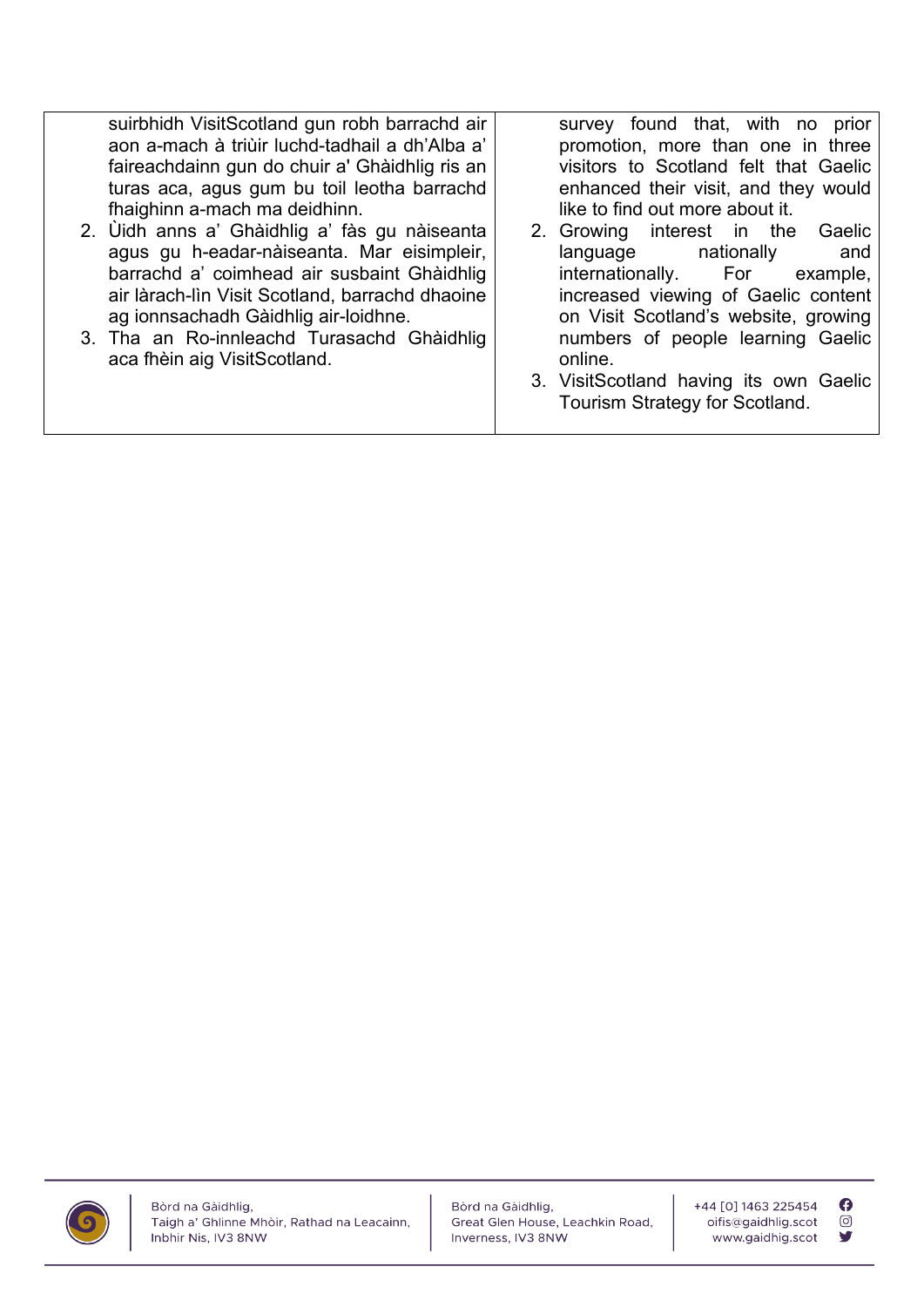| | |
|---|---|
| suirbhidh VisitScotland gun robh barrachd air aon a-mach à triùir luchd-tadhail a dh'Alba a' faireachdainn gun do chuir a' Ghàidhlig ris an turas aca, agus gum bu toil leotha barrachd fhaighinn a-mach ma deidhinn.<br>2. Ùidh anns a' Ghàidhlig a' fàs gu nàiseanta agus gu h-eadar-nàiseanta. Mar eisimpleir, barrachd a' coimhead air susbaint Ghàidhlig air làrach-lìn Visit Scotland, barrachd dhaoine ag ionnsachadh Gàidhlig air-loidhne.<br>3. Tha an Ro-innleachd Turasachd Ghàidhlig aca fhèin aig VisitScotland. | survey found that, with no prior promotion, more than one in three visitors to Scotland felt that Gaelic enhanced their visit, and they would like to find out more about it.<br>2. Growing interest in the Gaelic language nationally and internationally. For example, increased viewing of Gaelic content on Visit Scotland's website, growing numbers of people learning Gaelic online.<br>3. VisitScotland having its own Gaelic Tourism Strategy for Scotland. |